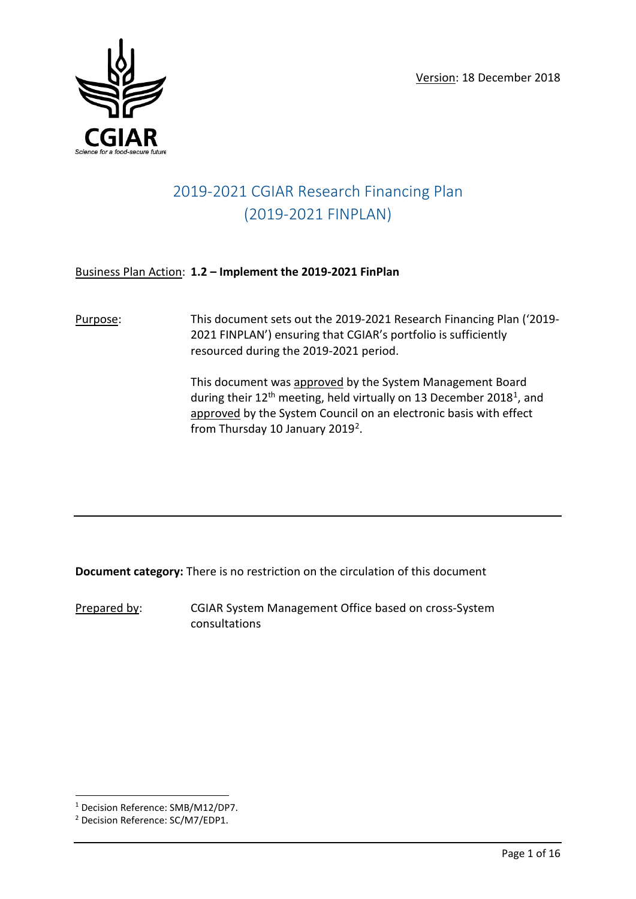Version: 18 December 2018

# 2019-2021 CGIAR Research Financing Plan (2019-2021 FINPLAN)

Business Plan Action: **1.2 – Implement the 2019-2021 FinPlan**

Purpose: This document sets out the 2019-2021 Research Financing Plan ('2019-2021 FINPLAN') ensuring that CGIAR's portfolio is sufficiently resourced during the 2019-2021 period.

This document was approved by the System Management Board during their 12th meeting, held virtually on 13 December 2018[1], and approved by the System Council on an electronic basis with effect from Thursday 10 January 2019[2].

---

**Document category:** There is no restriction on the circulation of this document

Prepared by: CGIAR System Management Office based on cross-System consultations

---

[1] Decision Reference: SMB/M12/DP7.

[2] Decision Reference: SC/M7/EDP1.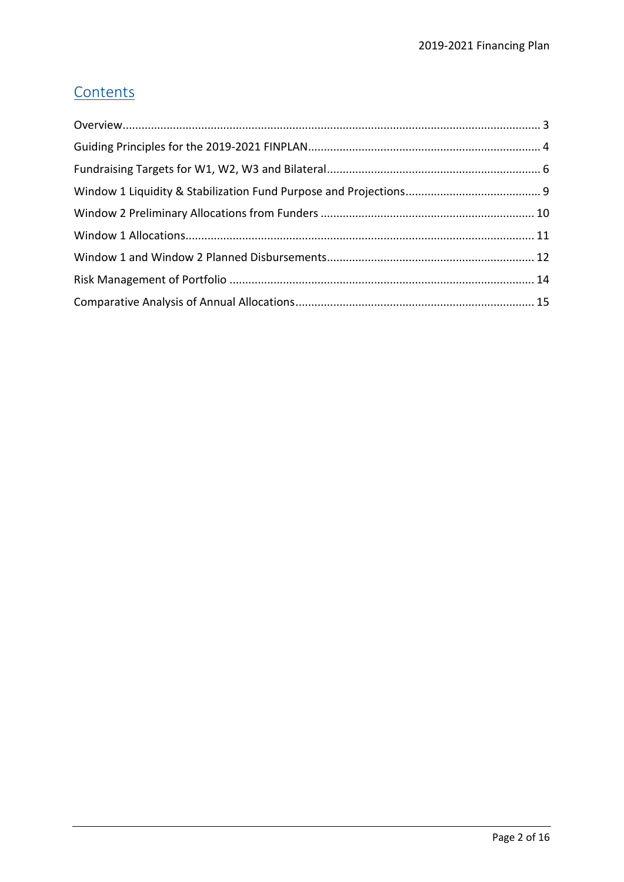# Contents

Overview ........................................................................................................................ 3

Guiding Principles for the 2019-2021 FINPLAN ......................................................................... 4

Fundraising Targets for W1, W2, W3 and Bilateral ...................................................................... 6

Window 1 Liquidity & Stabilization Fund Purpose and Projections ............................................. 9

Window 2 Preliminary Allocations from Funders ...................................................................... 10

Window 1 Allocations .............................................................................................................. 11

Window 1 and Window 2 Planned Disbursements .................................................................... 12

Risk Management of Portfolio ................................................................................................. 14

Comparative Analysis of Annual Allocations ............................................................................ 15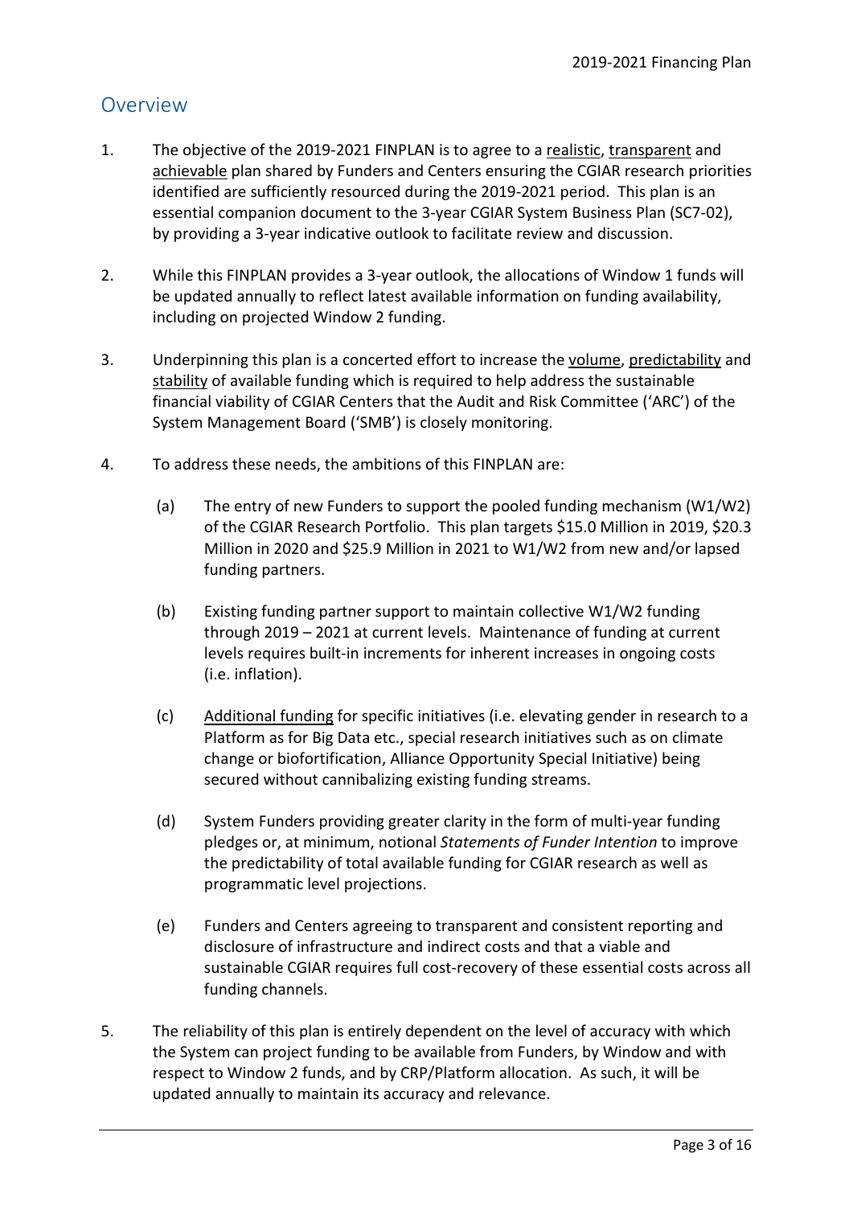## Overview

1. The objective of the 2019-2021 FINPLAN is to agree to a realistic, transparent and achievable plan shared by Funders and Centers ensuring the CGIAR research priorities identified are sufficiently resourced during the 2019-2021 period. This plan is an essential companion document to the 3-year CGIAR System Business Plan (SC7-02), by providing a 3-year indicative outlook to facilitate review and discussion.

2. While this FINPLAN provides a 3-year outlook, the allocations of Window 1 funds will be updated annually to reflect latest available information on funding availability, including on projected Window 2 funding.

3. Underpinning this plan is a concerted effort to increase the volume, predictability and stability of available funding which is required to help address the sustainable financial viability of CGIAR Centers that the Audit and Risk Committee ('ARC') of the System Management Board ('SMB') is closely monitoring.

4. To address these needs, the ambitions of this FINPLAN are:

   (a) The entry of new Funders to support the pooled funding mechanism (W1/W2) of the CGIAR Research Portfolio. This plan targets $15.0 Million in 2019, $20.3 Million in 2020 and $25.9 Million in 2021 to W1/W2 from new and/or lapsed funding partners.

   (b) Existing funding partner support to maintain collective W1/W2 funding through 2019 – 2021 at current levels. Maintenance of funding at current levels requires built-in increments for inherent increases in ongoing costs (i.e. inflation).

   (c) Additional funding for specific initiatives (i.e. elevating gender in research to a Platform as for Big Data etc., special research initiatives such as on climate change or biofortification, Alliance Opportunity Special Initiative) being secured without cannibalizing existing funding streams.

   (d) System Funders providing greater clarity in the form of multi-year funding pledges or, at minimum, notional *Statements of Funder Intention* to improve the predictability of total available funding for CGIAR research as well as programmatic level projections.

   (e) Funders and Centers agreeing to transparent and consistent reporting and disclosure of infrastructure and indirect costs and that a viable and sustainable CGIAR requires full cost-recovery of these essential costs across all funding channels.

5. The reliability of this plan is entirely dependent on the level of accuracy with which the System can project funding to be available from Funders, by Window and with respect to Window 2 funds, and by CRP/Platform allocation. As such, it will be updated annually to maintain its accuracy and relevance.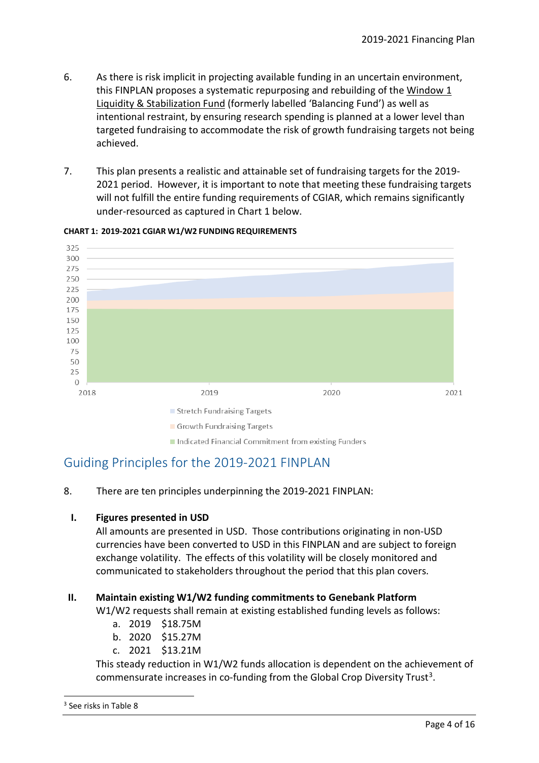6. As there is risk implicit in projecting available funding in an uncertain environment, this FINPLAN proposes a systematic repurposing and rebuilding of the Window 1 Liquidity & Stabilization Fund (formerly labelled 'Balancing Fund') as well as intentional restraint, by ensuring research spending is planned at a lower level than targeted fundraising to accommodate the risk of growth fundraising targets not being achieved.

7. This plan presents a realistic and attainable set of fundraising targets for the 2019-2021 period. However, it is important to note that meeting these fundraising targets will not fulfill the entire funding requirements of CGIAR, which remains significantly under-resourced as captured in Chart 1 below.

**CHART 1: 2019-2021 CGIAR W1/W2 FUNDING REQUIREMENTS**

■ Stretch Fundraising Targets

■ Growth Fundraising Targets

■ Indicated Financial Commitment from existing Funders

## Guiding Principles for the 2019-2021 FINPLAN

8. There are ten principles underpinning the 2019-2021 FINPLAN:

**I. Figures presented in USD**

All amounts are presented in USD. Those contributions originating in non-USD currencies have been converted to USD in this FINPLAN and are subject to foreign exchange volatility. The effects of this volatility will be closely monitored and communicated to stakeholders throughout the period that this plan covers.

**II. Maintain existing W1/W2 funding commitments to Genebank Platform**

W1/W2 requests shall remain at existing established funding levels as follows:

a. 2019 $18.75M
b. 2020 $15.27M
c. 2021 $13.21M

This steady reduction in W1/W2 funds allocation is dependent on the achievement of commensurate increases in co-funding from the Global Crop Diversity Trust[3].

[3] See risks in Table 8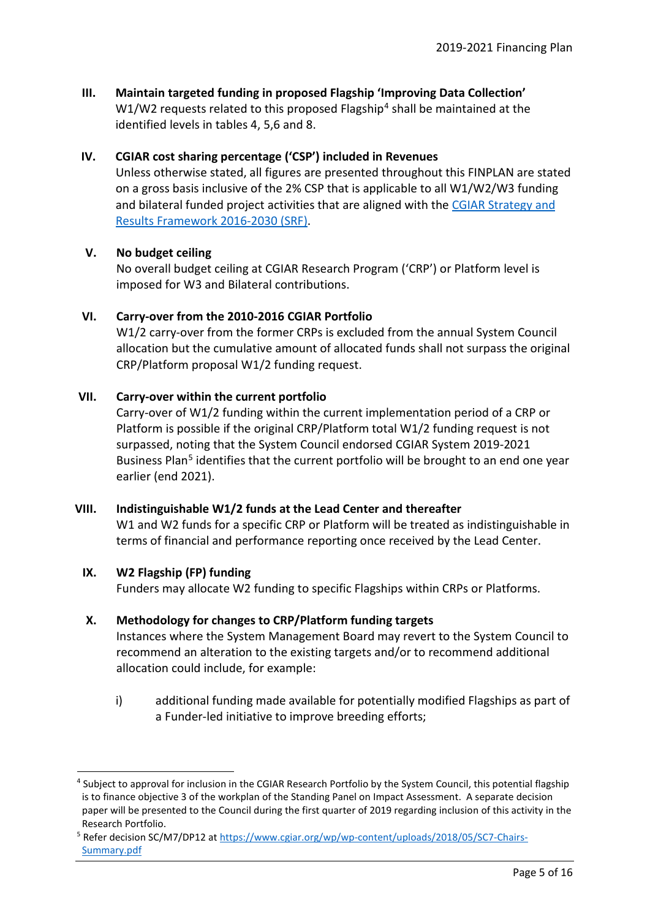**III. Maintain targeted funding in proposed Flagship 'Improving Data Collection'**
W1/W2 requests related to this proposed Flagship[4] shall be maintained at the identified levels in tables 4, 5,6 and 8.

**IV. CGIAR cost sharing percentage ('CSP') included in Revenues**
Unless otherwise stated, all figures are presented throughout this FINPLAN are stated on a gross basis inclusive of the 2% CSP that is applicable to all W1/W2/W3 funding and bilateral funded project activities that are aligned with the [CGIAR Strategy and Results Framework 2016-2030 (SRF)](#).

**V. No budget ceiling**
No overall budget ceiling at CGIAR Research Program ('CRP') or Platform level is imposed for W3 and Bilateral contributions.

**VI. Carry-over from the 2010-2016 CGIAR Portfolio**
W1/2 carry-over from the former CRPs is excluded from the annual System Council allocation but the cumulative amount of allocated funds shall not surpass the original CRP/Platform proposal W1/2 funding request.

**VII. Carry-over within the current portfolio**
Carry-over of W1/2 funding within the current implementation period of a CRP or Platform is possible if the original CRP/Platform total W1/2 funding request is not surpassed, noting that the System Council endorsed CGIAR System 2019-2021 Business Plan[5] identifies that the current portfolio will be brought to an end one year earlier (end 2021).

**VIII. Indistinguishable W1/2 funds at the Lead Center and thereafter**
W1 and W2 funds for a specific CRP or Platform will be treated as indistinguishable in terms of financial and performance reporting once received by the Lead Center.

**IX. W2 Flagship (FP) funding**
Funders may allocate W2 funding to specific Flagships within CRPs or Platforms.

**X. Methodology for changes to CRP/Platform funding targets**
Instances where the System Management Board may revert to the System Council to recommend an alteration to the existing targets and/or to recommend additional allocation could include, for example:

i) additional funding made available for potentially modified Flagships as part of a Funder-led initiative to improve breeding efforts;

---

[4] Subject to approval for inclusion in the CGIAR Research Portfolio by the System Council, this potential flagship is to finance objective 3 of the workplan of the Standing Panel on Impact Assessment. A separate decision paper will be presented to the Council during the first quarter of 2019 regarding inclusion of this activity in the Research Portfolio.

[5] Refer decision SC/M7/DP12 at https://www.cgiar.org/wp/wp-content/uploads/2018/05/SC7-Chairs-Summary.pdf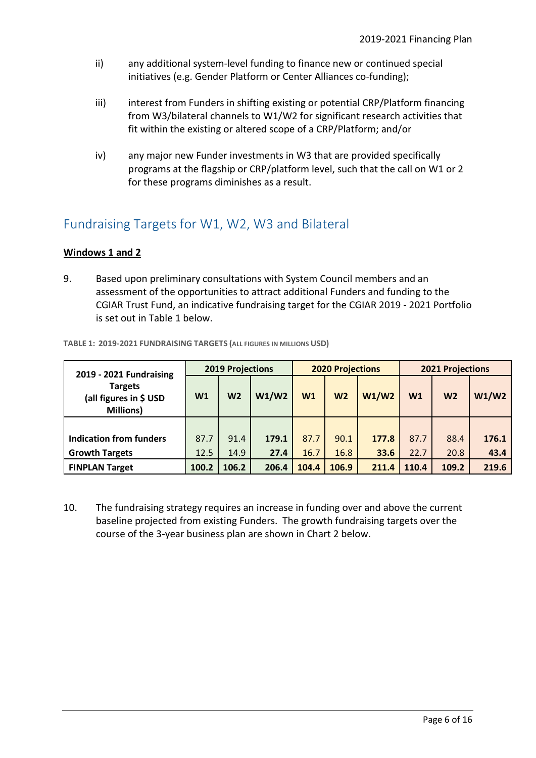ii) any additional system-level funding to finance new or continued special initiatives (e.g. Gender Platform or Center Alliances co-funding);

iii) interest from Funders in shifting existing or potential CRP/Platform financing from W3/bilateral channels to W1/W2 for significant research activities that fit within the existing or altered scope of a CRP/Platform; and/or

iv) any major new Funder investments in W3 that are provided specifically programs at the flagship or CRP/platform level, such that the call on W1 or 2 for these programs diminishes as a result.

## Fundraising Targets for W1, W2, W3 and Bilateral

**Windows 1 and 2**

9. Based upon preliminary consultations with System Council members and an assessment of the opportunities to attract additional Funders and funding to the CGIAR Trust Fund, an indicative fundraising target for the CGIAR 2019 - 2021 Portfolio is set out in Table 1 below.

**TABLE 1: 2019-2021 FUNDRAISING TARGETS (ALL FIGURES IN MILLIONS USD)**

| 2019 - 2021 Fundraising Targets (all figures in $ USD Millions) | 2019 Projections | | | 2020 Projections | | | 2021 Projections | | |
|---|---|---|---|---|---|---|---|---|---|
| | W1 | W2 | W1/W2 | W1 | W2 | W1/W2 | W1 | W2 | W1/W2 |
| **Indication from funders** | 87.7 | 91.4 | **179.1** | 87.7 | 90.1 | **177.8** | 87.7 | 88.4 | **176.1** |
| **Growth Targets** | 12.5 | 14.9 | **27.4** | 16.7 | 16.8 | **33.6** | 22.7 | 20.8 | **43.4** |
| **FINPLAN Target** | **100.2** | **106.2** | **206.4** | **104.4** | **106.9** | **211.4** | **110.4** | **109.2** | **219.6** |

10. The fundraising strategy requires an increase in funding over and above the current baseline projected from existing Funders. The growth fundraising targets over the course of the 3-year business plan are shown in Chart 2 below.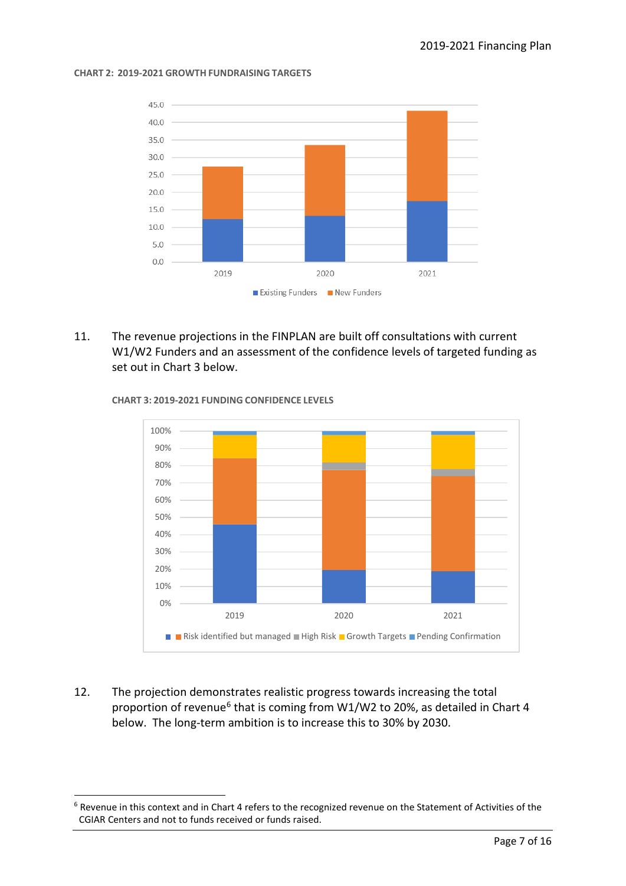**CHART 2: 2019-2021 GROWTH FUNDRAISING TARGETS**

11. The revenue projections in the FINPLAN are built off consultations with current W1/W2 Funders and an assessment of the confidence levels of targeted funding as set out in Chart 3 below.

**CHART 3: 2019-2021 FUNDING CONFIDENCE LEVELS**

12. The projection demonstrates realistic progress towards increasing the total proportion of revenue[6] that is coming from W1/W2 to 20%, as detailed in Chart 4 below. The long-term ambition is to increase this to 30% by 2030.

[6] Revenue in this context and in Chart 4 refers to the recognized revenue on the Statement of Activities of the CGIAR Centers and not to funds received or funds raised.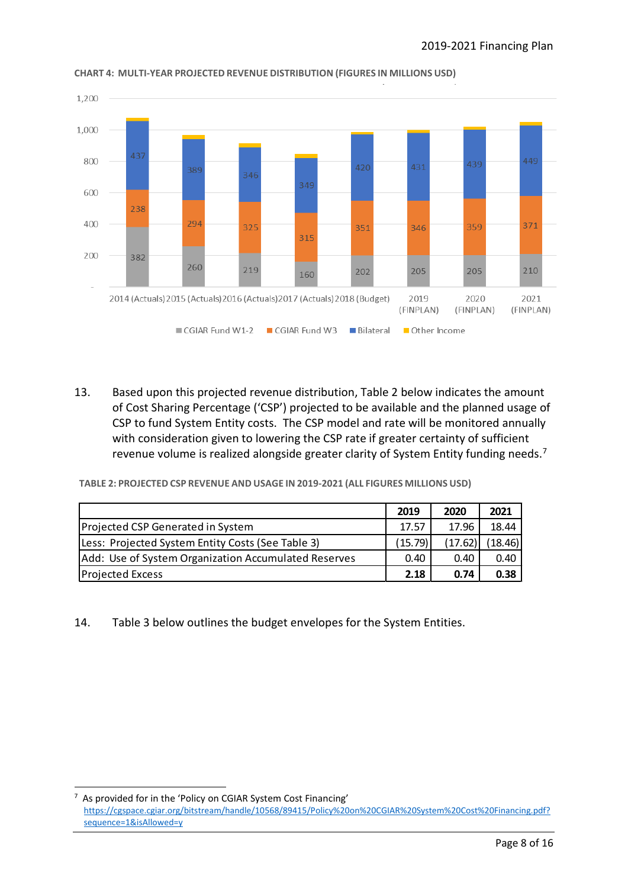**CHART 4: MULTI-YEAR PROJECTED REVENUE DISTRIBUTION (FIGURES IN MILLIONS USD)**

| | 2014 (Actuals) | 2015 (Actuals) | 2016 (Actuals) | 2017 (Actuals) | 2018 (Budget) | 2019 (FINPLAN) | 2020 (FINPLAN) | 2021 (FINPLAN) |
|---|---|---|---|---|---|---|---|---|
| CGIAR Fund W1-2 | 382 | 260 | 219 | 160 | 202 | 205 | 205 | 210 |
| CGIAR Fund W3 | 238 | 294 | 325 | 315 | 351 | 346 | 359 | 371 |
| Bilateral | 437 | 389 | 346 | 349 | 420 | 431 | 439 | 449 |

13. Based upon this projected revenue distribution, Table 2 below indicates the amount of Cost Sharing Percentage ('CSP') projected to be available and the planned usage of CSP to fund System Entity costs. The CSP model and rate will be monitored annually with consideration given to lowering the CSP rate if greater certainty of sufficient revenue volume is realized alongside greater clarity of System Entity funding needs.[7]

**TABLE 2: PROJECTED CSP REVENUE AND USAGE IN 2019-2021 (ALL FIGURES MILLIONS USD)**

| | **2019** | **2020** | **2021** |
|---|---|---|---|
| Projected CSP Generated in System | 17.57 | 17.96 | 18.44 |
| Less: Projected System Entity Costs (See Table 3) | (15.79) | (17.62) | (18.46) |
| Add: Use of System Organization Accumulated Reserves | 0.40 | 0.40 | 0.40 |
| Projected Excess | **2.18** | **0.74** | **0.38** |

14. Table 3 below outlines the budget envelopes for the System Entities.

[7] As provided for in the 'Policy on CGIAR System Cost Financing' https://cgspace.cgiar.org/bitstream/handle/10568/89415/Policy%20on%20CGIAR%20System%20Cost%20Financing.pdf?sequence=1&isAllowed=y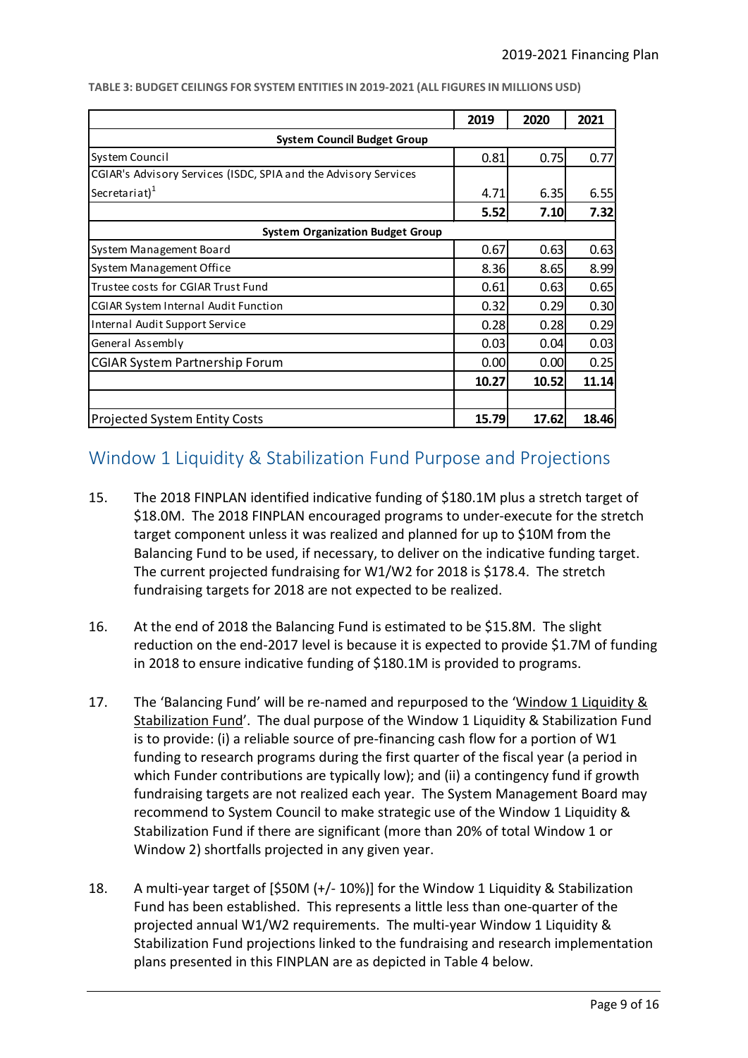**TABLE 3: BUDGET CEILINGS FOR SYSTEM ENTITIES IN 2019-2021 (ALL FIGURES IN MILLIONS USD)**

| | 2019 | 2020 | 2021 |
|---|---|---|---|
| **System Council Budget Group** | | | |
| System Council | 0.81 | 0.75 | 0.77 |
| CGIAR's Advisory Services (ISDC, SPIA and the Advisory Services Secretariat)[1] | 4.71 | 6.35 | 6.55 |
| | **5.52** | **7.10** | **7.32** |
| **System Organization Budget Group** | | | |
| System Management Board | 0.67 | 0.63 | 0.63 |
| System Management Office | 8.36 | 8.65 | 8.99 |
| Trustee costs for CGIAR Trust Fund | 0.61 | 0.63 | 0.65 |
| CGIAR System Internal Audit Function | 0.32 | 0.29 | 0.30 |
| Internal Audit Support Service | 0.28 | 0.28 | 0.29 |
| General Assembly | 0.03 | 0.04 | 0.03 |
| CGIAR System Partnership Forum | 0.00 | 0.00 | 0.25 |
| | **10.27** | **10.52** | **11.14** |
| | | | |
| Projected System Entity Costs | **15.79** | **17.62** | **18.46** |

## Window 1 Liquidity & Stabilization Fund Purpose and Projections

15. The 2018 FINPLAN identified indicative funding of $180.1M plus a stretch target of $18.0M. The 2018 FINPLAN encouraged programs to under-execute for the stretch target component unless it was realized and planned for up to $10M from the Balancing Fund to be used, if necessary, to deliver on the indicative funding target. The current projected fundraising for W1/W2 for 2018 is $178.4. The stretch fundraising targets for 2018 are not expected to be realized.

16. At the end of 2018 the Balancing Fund is estimated to be $15.8M. The slight reduction on the end-2017 level is because it is expected to provide $1.7M of funding in 2018 to ensure indicative funding of $180.1M is provided to programs.

17. The 'Balancing Fund' will be re-named and repurposed to the 'Window 1 Liquidity & Stabilization Fund'. The dual purpose of the Window 1 Liquidity & Stabilization Fund is to provide: (i) a reliable source of pre-financing cash flow for a portion of W1 funding to research programs during the first quarter of the fiscal year (a period in which Funder contributions are typically low); and (ii) a contingency fund if growth fundraising targets are not realized each year. The System Management Board may recommend to System Council to make strategic use of the Window 1 Liquidity & Stabilization Fund if there are significant (more than 20% of total Window 1 or Window 2) shortfalls projected in any given year.

18. A multi-year target of [$50M (+/- 10%)] for the Window 1 Liquidity & Stabilization Fund has been established. This represents a little less than one-quarter of the projected annual W1/W2 requirements. The multi-year Window 1 Liquidity & Stabilization Fund projections linked to the fundraising and research implementation plans presented in this FINPLAN are as depicted in Table 4 below.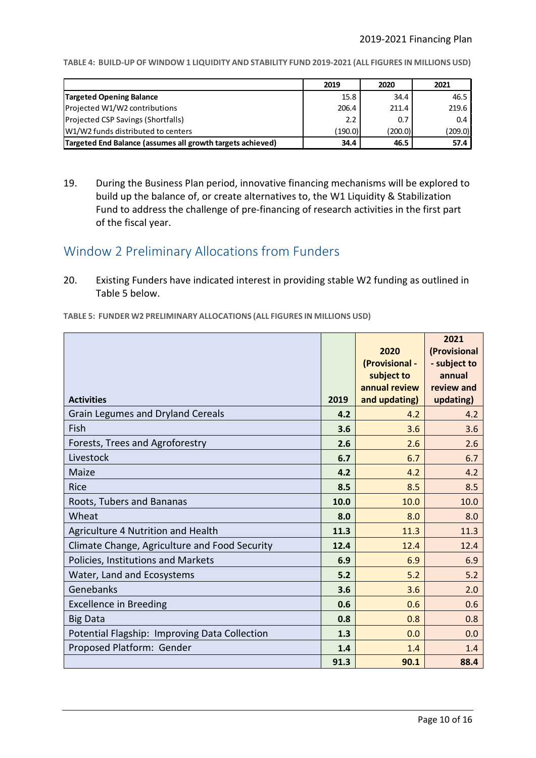TABLE 4: BUILD-UP OF WINDOW 1 LIQUIDITY AND STABILITY FUND 2019-2021 (ALL FIGURES IN MILLIONS USD)

| | 2019 | 2020 | 2021 |
|---|---|---|---|
| **Targeted Opening Balance** | 15.8 | 34.4 | 46.5 |
| Projected W1/W2 contributions | 206.4 | 211.4 | 219.6 |
| Projected CSP Savings (Shortfalls) | 2.2 | 0.7 | 0.4 |
| W1/W2 funds distributed to centers | (190.0) | (200.0) | (209.0) |
| **Targeted End Balance (assumes all growth targets achieved)** | **34.4** | **46.5** | **57.4** |

19. During the Business Plan period, innovative financing mechanisms will be explored to build up the balance of, or create alternatives to, the W1 Liquidity & Stabilization Fund to address the challenge of pre-financing of research activities in the first part of the fiscal year.

## Window 2 Preliminary Allocations from Funders

20. Existing Funders have indicated interest in providing stable W2 funding as outlined in Table 5 below.

TABLE 5: FUNDER W2 PRELIMINARY ALLOCATIONS (ALL FIGURES IN MILLIONS USD)

| Activities | 2019 | 2020 (Provisional - subject to annual review and updating) | 2021 (Provisional - subject to annual review and updating) |
|---|---|---|---|
| Grain Legumes and Dryland Cereals | **4.2** | 4.2 | 4.2 |
| Fish | **3.6** | 3.6 | 3.6 |
| Forests, Trees and Agroforestry | **2.6** | 2.6 | 2.6 |
| Livestock | **6.7** | 6.7 | 6.7 |
| Maize | **4.2** | 4.2 | 4.2 |
| Rice | **8.5** | 8.5 | 8.5 |
| Roots, Tubers and Bananas | **10.0** | 10.0 | 10.0 |
| Wheat | **8.0** | 8.0 | 8.0 |
| Agriculture 4 Nutrition and Health | **11.3** | 11.3 | 11.3 |
| Climate Change, Agriculture and Food Security | **12.4** | 12.4 | 12.4 |
| Policies, Institutions and Markets | **6.9** | 6.9 | 6.9 |
| Water, Land and Ecosystems | **5.2** | 5.2 | 5.2 |
| Genebanks | **3.6** | 3.6 | 2.0 |
| Excellence in Breeding | **0.6** | 0.6 | 0.6 |
| Big Data | **0.8** | 0.8 | 0.8 |
| Potential Flagship: Improving Data Collection | **1.3** | 0.0 | 0.0 |
| Proposed Platform: Gender | **1.4** | 1.4 | 1.4 |
| | **91.3** | **90.1** | **88.4** |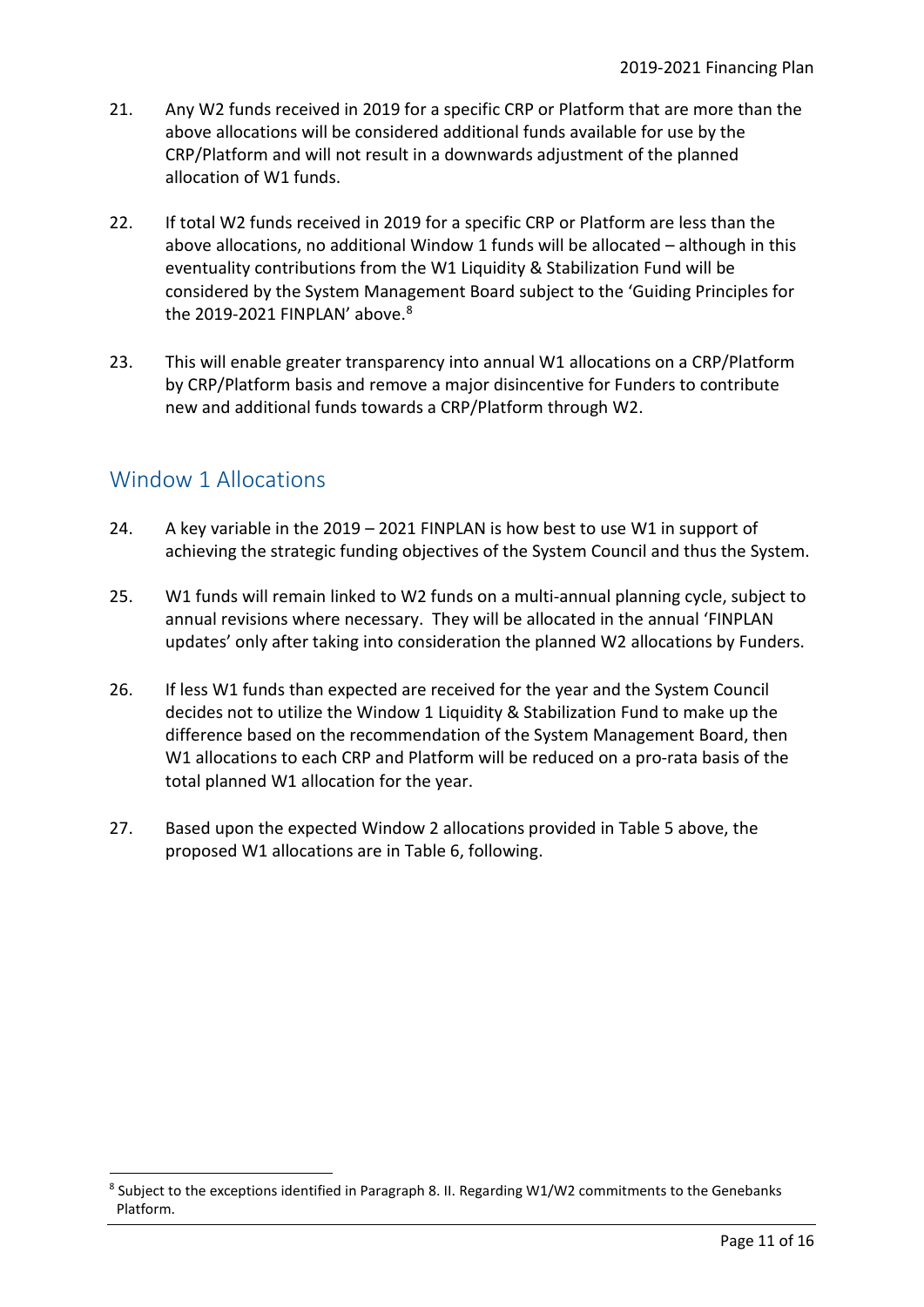21. Any W2 funds received in 2019 for a specific CRP or Platform that are more than the above allocations will be considered additional funds available for use by the CRP/Platform and will not result in a downwards adjustment of the planned allocation of W1 funds.

22. If total W2 funds received in 2019 for a specific CRP or Platform are less than the above allocations, no additional Window 1 funds will be allocated – although in this eventuality contributions from the W1 Liquidity & Stabilization Fund will be considered by the System Management Board subject to the 'Guiding Principles for the 2019-2021 FINPLAN' above.[8]

23. This will enable greater transparency into annual W1 allocations on a CRP/Platform by CRP/Platform basis and remove a major disincentive for Funders to contribute new and additional funds towards a CRP/Platform through W2.

## Window 1 Allocations

24. A key variable in the 2019 – 2021 FINPLAN is how best to use W1 in support of achieving the strategic funding objectives of the System Council and thus the System.

25. W1 funds will remain linked to W2 funds on a multi-annual planning cycle, subject to annual revisions where necessary. They will be allocated in the annual 'FINPLAN updates' only after taking into consideration the planned W2 allocations by Funders.

26. If less W1 funds than expected are received for the year and the System Council decides not to utilize the Window 1 Liquidity & Stabilization Fund to make up the difference based on the recommendation of the System Management Board, then W1 allocations to each CRP and Platform will be reduced on a pro-rata basis of the total planned W1 allocation for the year.

27. Based upon the expected Window 2 allocations provided in Table 5 above, the proposed W1 allocations are in Table 6, following.

[8] Subject to the exceptions identified in Paragraph 8. II. Regarding W1/W2 commitments to the Genebanks Platform.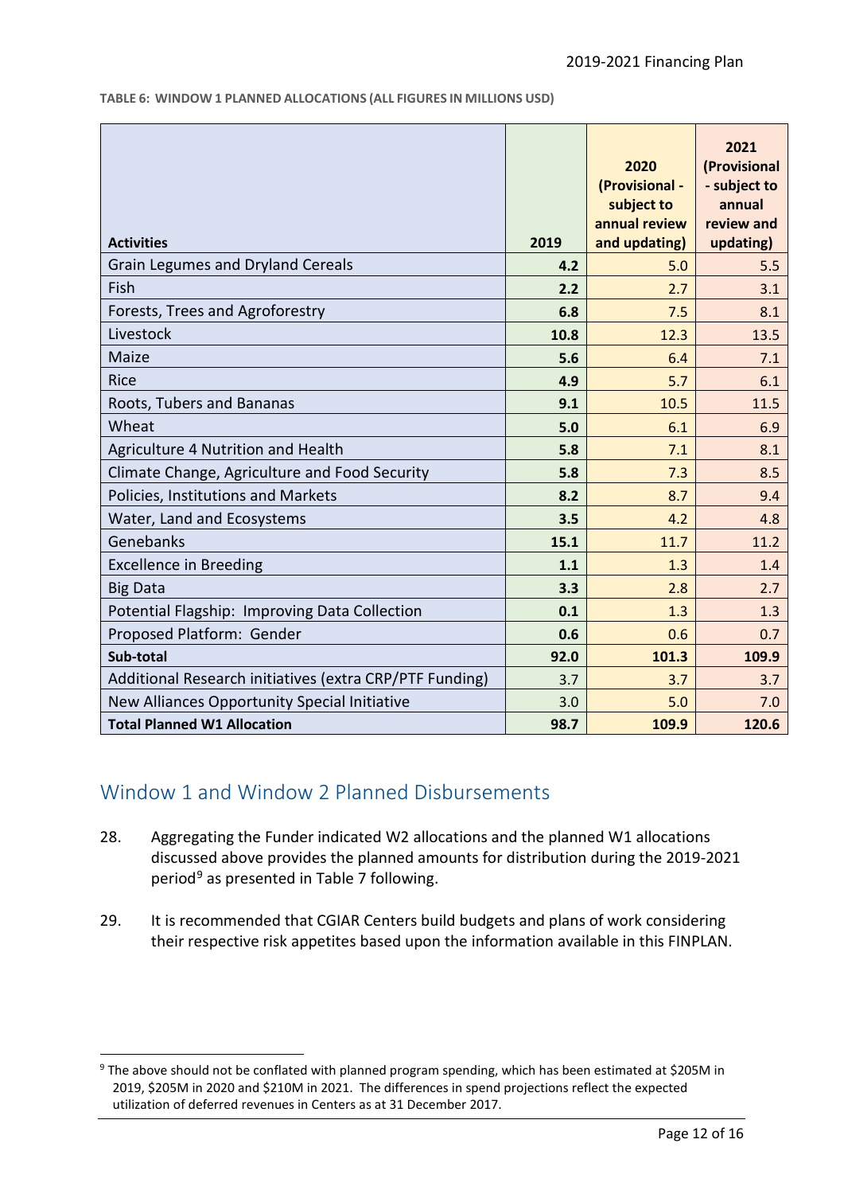**TABLE 6: WINDOW 1 PLANNED ALLOCATIONS (ALL FIGURES IN MILLIONS USD)**

| Activities | 2019 | 2020 (Provisional - subject to annual review and updating) | 2021 (Provisional - subject to annual review and updating) |
|---|---|---|---|
| Grain Legumes and Dryland Cereals | **4.2** | 5.0 | 5.5 |
| Fish | **2.2** | 2.7 | 3.1 |
| Forests, Trees and Agroforestry | **6.8** | 7.5 | 8.1 |
| Livestock | **10.8** | 12.3 | 13.5 |
| Maize | **5.6** | 6.4 | 7.1 |
| Rice | **4.9** | 5.7 | 6.1 |
| Roots, Tubers and Bananas | **9.1** | 10.5 | 11.5 |
| Wheat | **5.0** | 6.1 | 6.9 |
| Agriculture 4 Nutrition and Health | **5.8** | 7.1 | 8.1 |
| Climate Change, Agriculture and Food Security | **5.8** | 7.3 | 8.5 |
| Policies, Institutions and Markets | **8.2** | 8.7 | 9.4 |
| Water, Land and Ecosystems | **3.5** | 4.2 | 4.8 |
| Genebanks | **15.1** | 11.7 | 11.2 |
| Excellence in Breeding | **1.1** | 1.3 | 1.4 |
| Big Data | **3.3** | 2.8 | 2.7 |
| Potential Flagship: Improving Data Collection | **0.1** | 1.3 | 1.3 |
| Proposed Platform: Gender | **0.6** | 0.6 | 0.7 |
| **Sub-total** | **92.0** | **101.3** | **109.9** |
| Additional Research initiatives (extra CRP/PTF Funding) | 3.7 | 3.7 | 3.7 |
| New Alliances Opportunity Special Initiative | 3.0 | 5.0 | 7.0 |
| **Total Planned W1 Allocation** | **98.7** | **109.9** | **120.6** |

## Window 1 and Window 2 Planned Disbursements

28. Aggregating the Funder indicated W2 allocations and the planned W1 allocations discussed above provides the planned amounts for distribution during the 2019-2021 period[9] as presented in Table 7 following.

29. It is recommended that CGIAR Centers build budgets and plans of work considering their respective risk appetites based upon the information available in this FINPLAN.

[9] The above should not be conflated with planned program spending, which has been estimated at $205M in 2019, $205M in 2020 and $210M in 2021. The differences in spend projections reflect the expected utilization of deferred revenues in Centers as at 31 December 2017.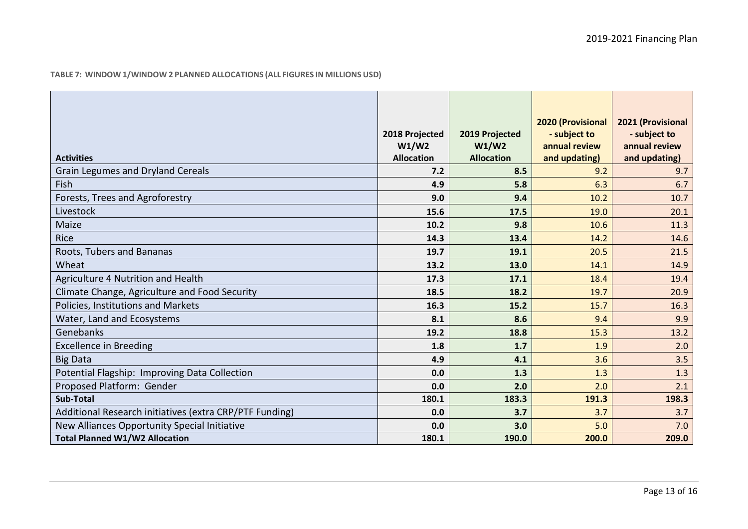**TABLE 7: WINDOW 1/WINDOW 2 PLANNED ALLOCATIONS (ALL FIGURES IN MILLIONS USD)**

| Activities | 2018 Projected W1/W2 Allocation | 2019 Projected W1/W2 Allocation | 2020 (Provisional - subject to annual review and updating) | 2021 (Provisional - subject to annual review and updating) |
|---|---|---|---|---|
| Grain Legumes and Dryland Cereals | **7.2** | **8.5** | 9.2 | 9.7 |
| Fish | **4.9** | **5.8** | 6.3 | 6.7 |
| Forests, Trees and Agroforestry | **9.0** | **9.4** | 10.2 | 10.7 |
| Livestock | **15.6** | **17.5** | 19.0 | 20.1 |
| Maize | **10.2** | **9.8** | 10.6 | 11.3 |
| Rice | **14.3** | **13.4** | 14.2 | 14.6 |
| Roots, Tubers and Bananas | **19.7** | **19.1** | 20.5 | 21.5 |
| Wheat | **13.2** | **13.0** | 14.1 | 14.9 |
| Agriculture 4 Nutrition and Health | **17.3** | **17.1** | 18.4 | 19.4 |
| Climate Change, Agriculture and Food Security | **18.5** | **18.2** | 19.7 | 20.9 |
| Policies, Institutions and Markets | **16.3** | **15.2** | 15.7 | 16.3 |
| Water, Land and Ecosystems | **8.1** | **8.6** | 9.4 | 9.9 |
| Genebanks | **19.2** | **18.8** | 15.3 | 13.2 |
| Excellence in Breeding | **1.8** | **1.7** | 1.9 | 2.0 |
| Big Data | **4.9** | **4.1** | 3.6 | 3.5 |
| Potential Flagship: Improving Data Collection | **0.0** | **1.3** | 1.3 | 1.3 |
| Proposed Platform: Gender | **0.0** | **2.0** | 2.0 | 2.1 |
| **Sub-Total** | **180.1** | **183.3** | **191.3** | **198.3** |
| Additional Research initiatives (extra CRP/PTF Funding) | **0.0** | **3.7** | 3.7 | 3.7 |
| New Alliances Opportunity Special Initiative | **0.0** | **3.0** | 5.0 | 7.0 |
| **Total Planned W1/W2 Allocation** | **180.1** | **190.0** | **200.0** | **209.0** |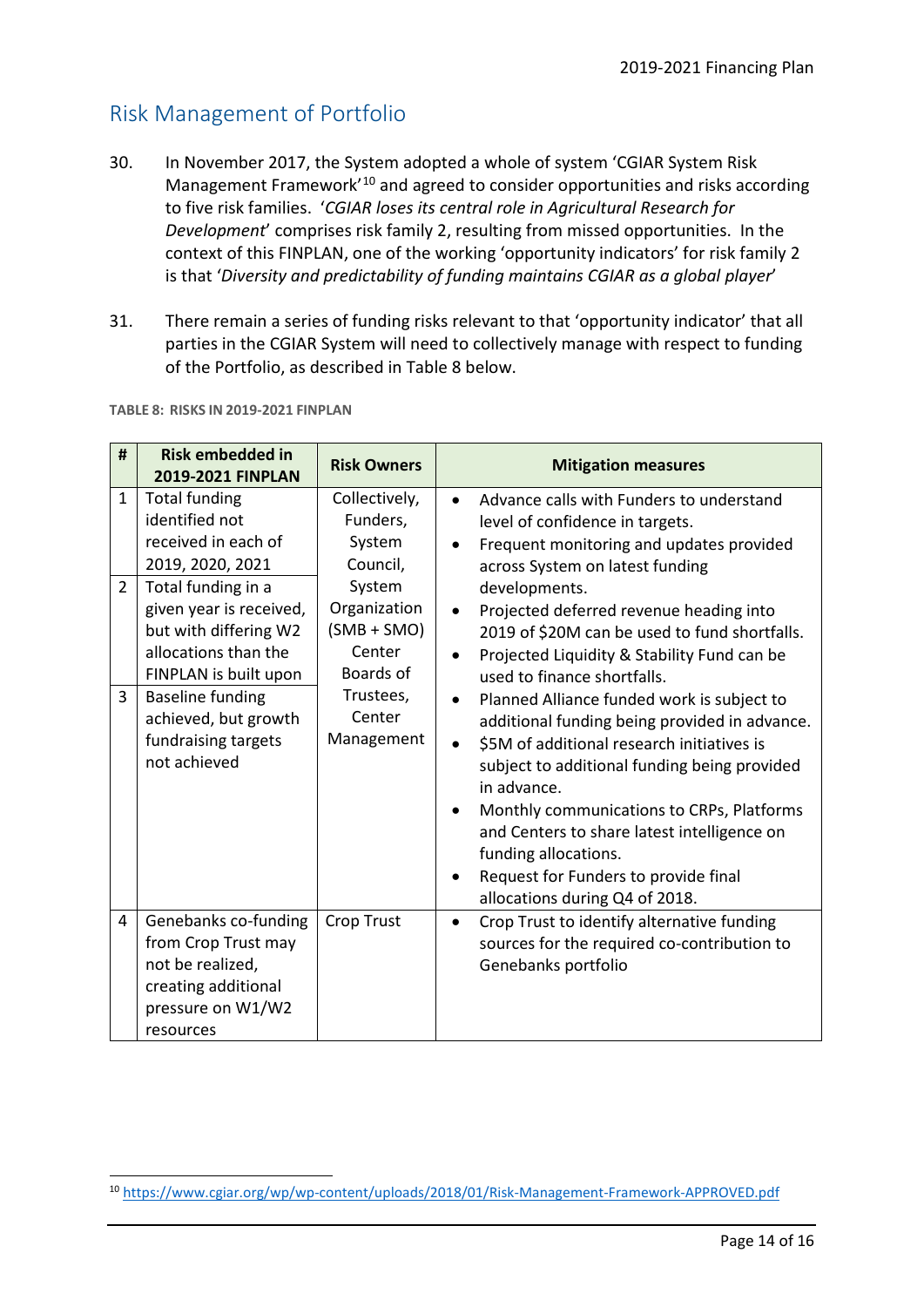## Risk Management of Portfolio

30. In November 2017, the System adopted a whole of system 'CGIAR System Risk Management Framework'[10] and agreed to consider opportunities and risks according to five risk families. '*CGIAR loses its central role in Agricultural Research for Development*' comprises risk family 2, resulting from missed opportunities. In the context of this FINPLAN, one of the working 'opportunity indicators' for risk family 2 is that '*Diversity and predictability of funding maintains CGIAR as a global player*'

31. There remain a series of funding risks relevant to that 'opportunity indicator' that all parties in the CGIAR System will need to collectively manage with respect to funding of the Portfolio, as described in Table 8 below.

**TABLE 8: RISKS IN 2019-2021 FINPLAN**

| # | Risk embedded in 2019-2021 FINPLAN | Risk Owners | Mitigation measures |
|---|---|---|---|
| 1 | Total funding identified not received in each of 2019, 2020, 2021 | Collectively, Funders, System Council, System Organization (SMB + SMO) Center Boards of Trustees, Center Management | • Advance calls with Funders to understand level of confidence in targets.<br>• Frequent monitoring and updates provided across System on latest funding developments.<br>• Projected deferred revenue heading into 2019 of $20M can be used to fund shortfalls.<br>• Projected Liquidity & Stability Fund can be used to finance shortfalls.<br>• Planned Alliance funded work is subject to additional funding being provided in advance.<br>• $5M of additional research initiatives is subject to additional funding being provided in advance.<br>• Monthly communications to CRPs, Platforms and Centers to share latest intelligence on funding allocations.<br>• Request for Funders to provide final allocations during Q4 of 2018. |
| 2 | Total funding in a given year is received, but with differing W2 allocations than the FINPLAN is built upon | | |
| 3 | Baseline funding achieved, but growth fundraising targets not achieved | | |
| 4 | Genebanks co-funding from Crop Trust may not be realized, creating additional pressure on W1/W2 resources | Crop Trust | • Crop Trust to identify alternative funding sources for the required co-contribution to Genebanks portfolio |

[10] https://www.cgiar.org/wp/wp-content/uploads/2018/01/Risk-Management-Framework-APPROVED.pdf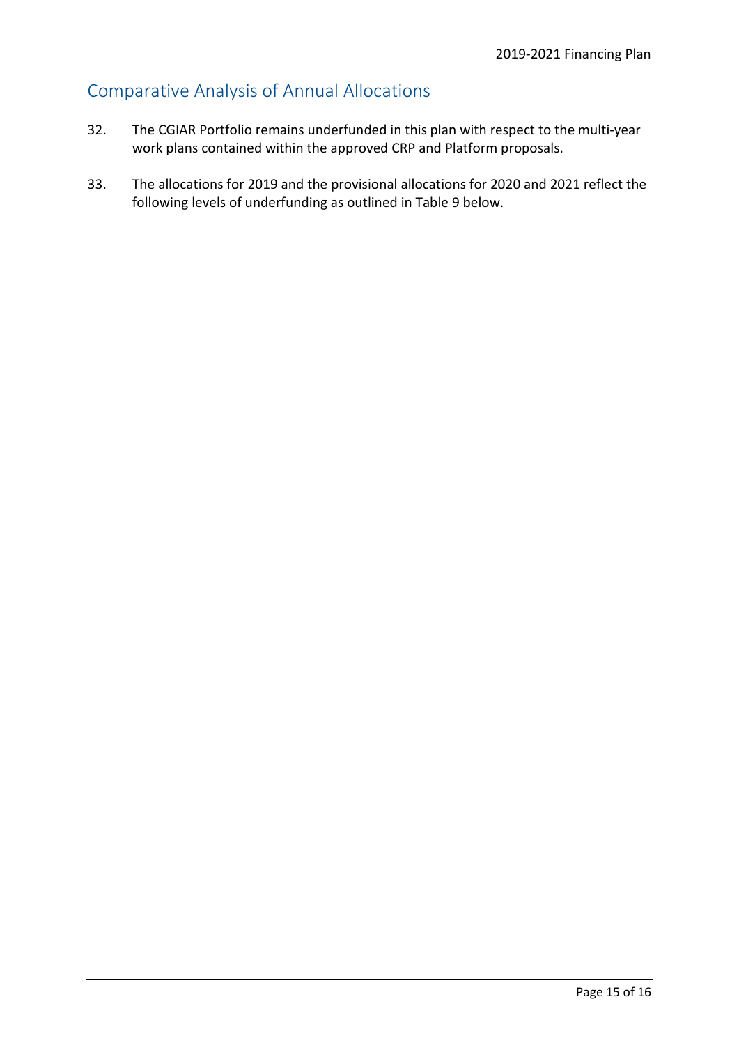## Comparative Analysis of Annual Allocations

32. The CGIAR Portfolio remains underfunded in this plan with respect to the multi-year work plans contained within the approved CRP and Platform proposals.

33. The allocations for 2019 and the provisional allocations for 2020 and 2021 reflect the following levels of underfunding as outlined in Table 9 below.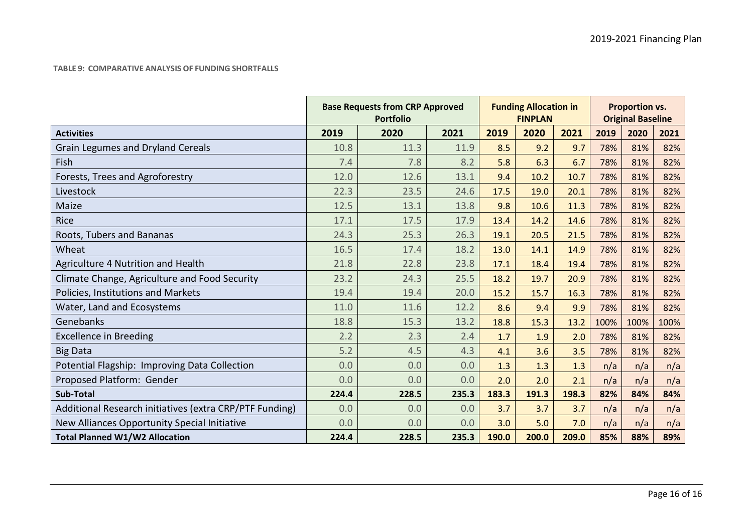**TABLE 9: COMPARATIVE ANALYSIS OF FUNDING SHORTFALLS**

| | Base Requests from CRP Approved Portfolio | | | Funding Allocation in FINPLAN | | | Proportion vs. Original Baseline | | |
|---|---|---|---|---|---|---|---|---|---|
| **Activities** | **2019** | **2020** | **2021** | **2019** | **2020** | **2021** | **2019** | **2020** | **2021** |
| Grain Legumes and Dryland Cereals | 10.8 | 11.3 | 11.9 | 8.5 | 9.2 | 9.7 | 78% | 81% | 82% |
| Fish | 7.4 | 7.8 | 8.2 | 5.8 | 6.3 | 6.7 | 78% | 81% | 82% |
| Forests, Trees and Agroforestry | 12.0 | 12.6 | 13.1 | 9.4 | 10.2 | 10.7 | 78% | 81% | 82% |
| Livestock | 22.3 | 23.5 | 24.6 | 17.5 | 19.0 | 20.1 | 78% | 81% | 82% |
| Maize | 12.5 | 13.1 | 13.8 | 9.8 | 10.6 | 11.3 | 78% | 81% | 82% |
| Rice | 17.1 | 17.5 | 17.9 | 13.4 | 14.2 | 14.6 | 78% | 81% | 82% |
| Roots, Tubers and Bananas | 24.3 | 25.3 | 26.3 | 19.1 | 20.5 | 21.5 | 78% | 81% | 82% |
| Wheat | 16.5 | 17.4 | 18.2 | 13.0 | 14.1 | 14.9 | 78% | 81% | 82% |
| Agriculture 4 Nutrition and Health | 21.8 | 22.8 | 23.8 | 17.1 | 18.4 | 19.4 | 78% | 81% | 82% |
| Climate Change, Agriculture and Food Security | 23.2 | 24.3 | 25.5 | 18.2 | 19.7 | 20.9 | 78% | 81% | 82% |
| Policies, Institutions and Markets | 19.4 | 19.4 | 20.0 | 15.2 | 15.7 | 16.3 | 78% | 81% | 82% |
| Water, Land and Ecosystems | 11.0 | 11.6 | 12.2 | 8.6 | 9.4 | 9.9 | 78% | 81% | 82% |
| Genebanks | 18.8 | 15.3 | 13.2 | 18.8 | 15.3 | 13.2 | 100% | 100% | 100% |
| Excellence in Breeding | 2.2 | 2.3 | 2.4 | 1.7 | 1.9 | 2.0 | 78% | 81% | 82% |
| Big Data | 5.2 | 4.5 | 4.3 | 4.1 | 3.6 | 3.5 | 78% | 81% | 82% |
| Potential Flagship: Improving Data Collection | 0.0 | 0.0 | 0.0 | 1.3 | 1.3 | 1.3 | n/a | n/a | n/a |
| Proposed Platform: Gender | 0.0 | 0.0 | 0.0 | 2.0 | 2.0 | 2.1 | n/a | n/a | n/a |
| **Sub-Total** | **224.4** | **228.5** | **235.3** | **183.3** | **191.3** | **198.3** | **82%** | **84%** | **84%** |
| Additional Research initiatives (extra CRP/PTF Funding) | 0.0 | 0.0 | 0.0 | 3.7 | 3.7 | 3.7 | n/a | n/a | n/a |
| New Alliances Opportunity Special Initiative | 0.0 | 0.0 | 0.0 | 3.0 | 5.0 | 7.0 | n/a | n/a | n/a |
| **Total Planned W1/W2 Allocation** | **224.4** | **228.5** | **235.3** | **190.0** | **200.0** | **209.0** | **85%** | **88%** | **89%** |